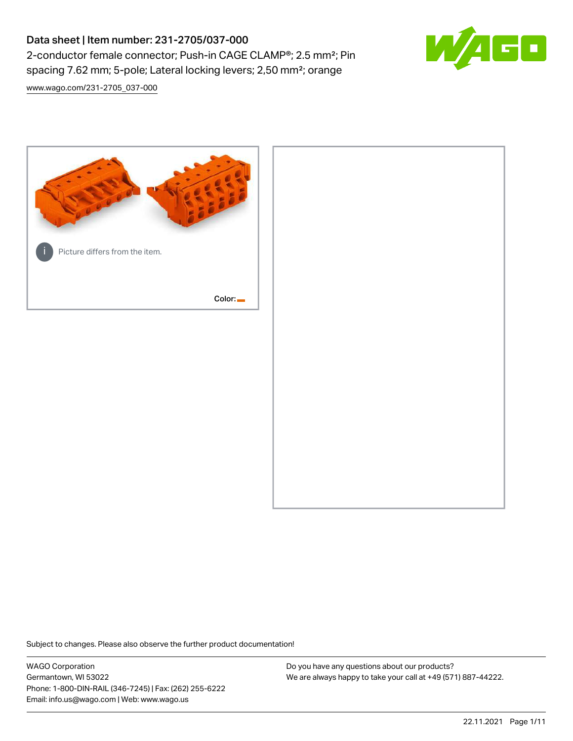# Data sheet | Item number: 231-2705/037-000

2-conductor female connector; Push-in CAGE CLAMP®; 2.5 mm²; Pin spacing 7.62 mm; 5-pole; Lateral locking levers; 2,50 mm²; orange

www.wago.com/231-2705_037-000

Picture differs from the item.

Color:

Subject to changes. Please also observe the further product documentation!

WAGO Corporation
Germantown, WI 53022
Phone: 1-800-DIN-RAIL (346-7245) | Fax: (262) 255-6222
Email: info.us@wago.com | Web: www.wago.us

Do you have any questions about our products?
We are always happy to take your call at +49 (571) 887-44222.

22.11.2021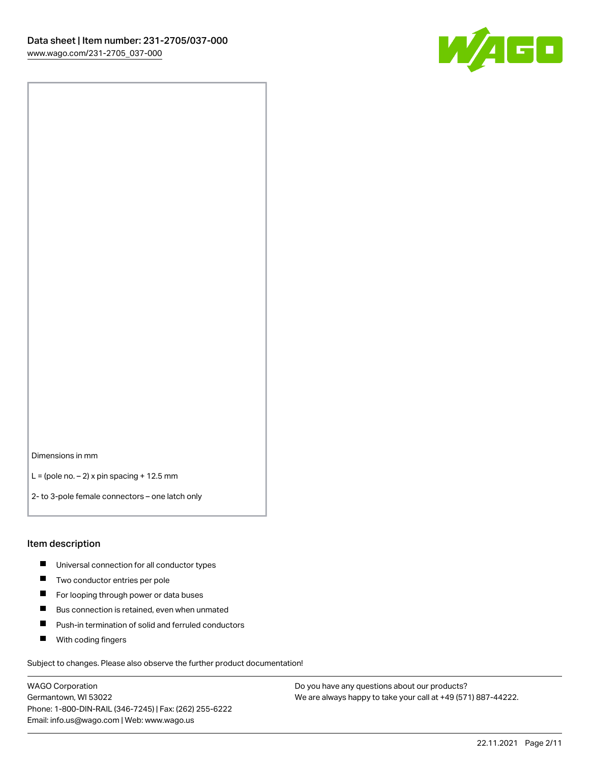Dimensions in mm

L = (pole no. – 2) x pin spacing + 12.5 mm

2- to 3-pole female connectors – one latch only

## Item description

- Universal connection for all conductor types
- Two conductor entries per pole
- For looping through power or data buses
- Bus connection is retained, even when unmated
- Push-in termination of solid and ferruled conductors
- With coding fingers

Subject to changes. Please also observe the further product documentation!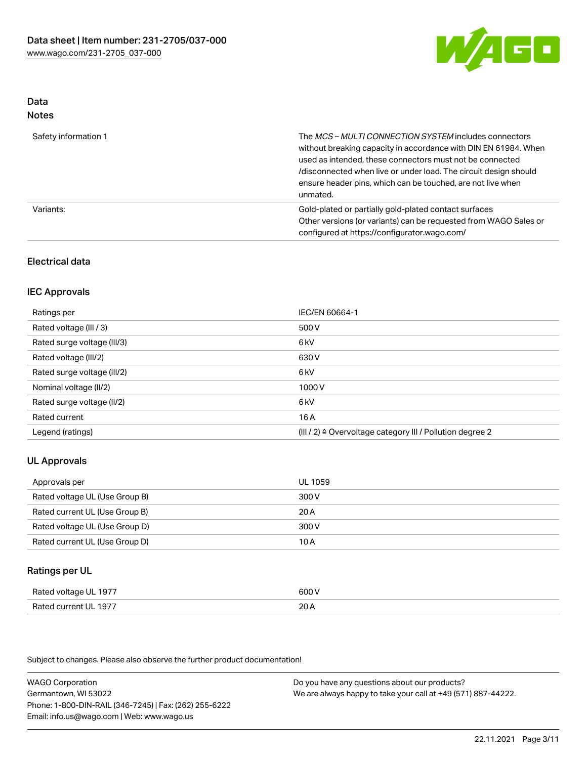## Data
### Notes

| | |
|---|---|
| Safety information 1 | The *MCS – MULTI CONNECTION SYSTEM* includes connectors without breaking capacity in accordance with DIN EN 61984. When used as intended, these connectors must not be connected /disconnected when live or under load. The circuit design should ensure header pins, which can be touched, are not live when unmated. |
| Variants: | Gold-plated or partially gold-plated contact surfaces<br>Other versions (or variants) can be requested from WAGO Sales or configured at https://configurator.wago.com/ |

## Electrical data

### IEC Approvals

| | |
|---|---|
| Ratings per | IEC/EN 60664-1 |
| Rated voltage (III / 3) | 500 V |
| Rated surge voltage (III/3) | 6 kV |
| Rated voltage (III/2) | 630 V |
| Rated surge voltage (III/2) | 6 kV |
| Nominal voltage (II/2) | 1000 V |
| Rated surge voltage (II/2) | 6 kV |
| Rated current | 16 A |
| Legend (ratings) | (III / 2) ≙ Overvoltage category III / Pollution degree 2 |

### UL Approvals

| | |
|---|---|
| Approvals per | UL 1059 |
| Rated voltage UL (Use Group B) | 300 V |
| Rated current UL (Use Group B) | 20 A |
| Rated voltage UL (Use Group D) | 300 V |
| Rated current UL (Use Group D) | 10 A |

### Ratings per UL

| | |
|---|---|
| Rated voltage UL 1977 | 600 V |
| Rated current UL 1977 | 20 A |

Subject to changes. Please also observe the further product documentation!

WAGO Corporation
Germantown, WI 53022
Phone: 1-800-DIN-RAIL (346-7245) | Fax: (262) 255-6222
Email: info.us@wago.com | Web: www.wago.us

Do you have any questions about our products?
We are always happy to take your call at +49 (571) 887-44222.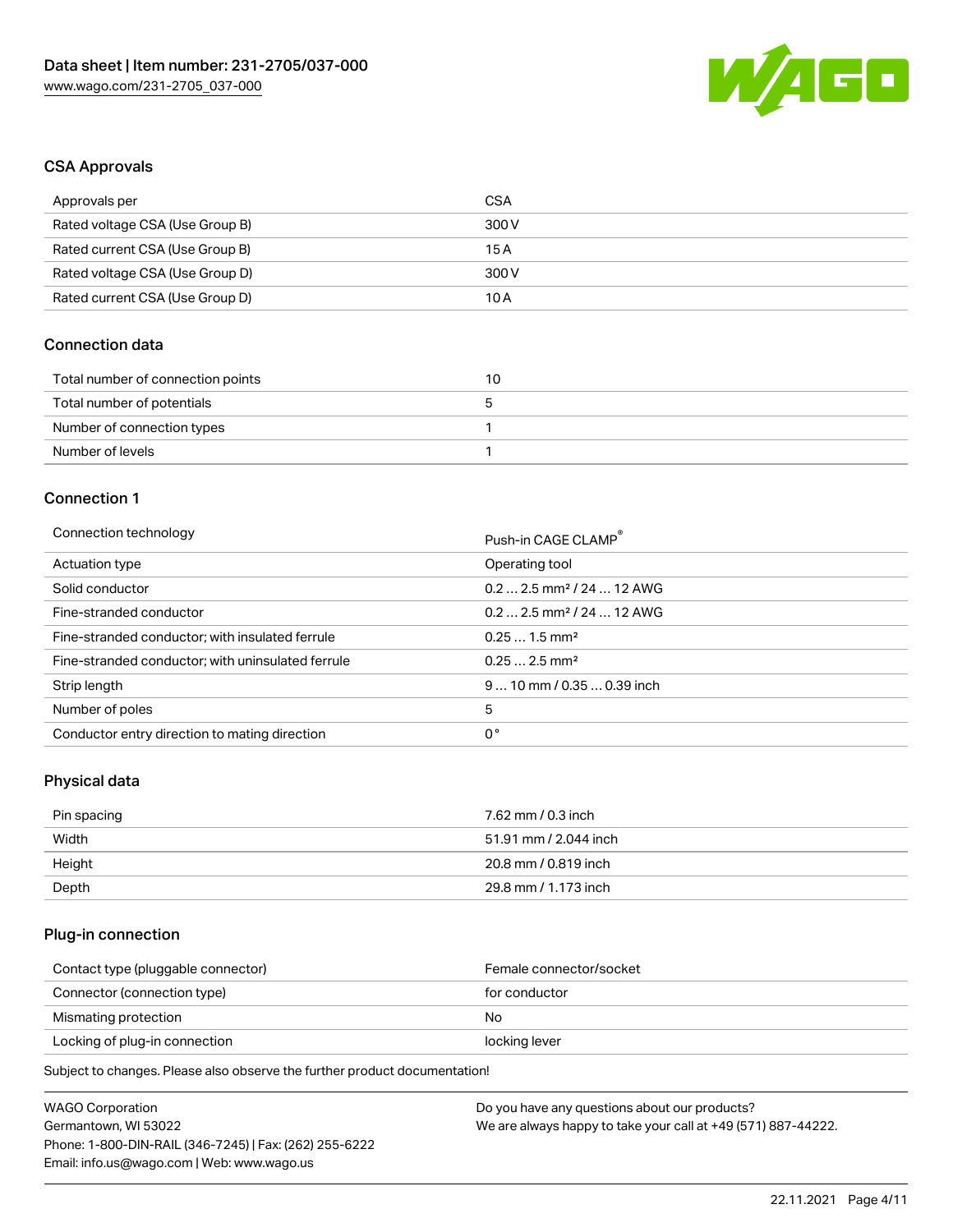## CSA Approvals

| Approvals per | CSA |
| --- | --- |
| Rated voltage CSA (Use Group B) | 300 V |
| Rated current CSA (Use Group B) | 15 A |
| Rated voltage CSA (Use Group D) | 300 V |
| Rated current CSA (Use Group D) | 10 A |

## Connection data

| Total number of connection points | 10 |
| --- | --- |
| Total number of potentials | 5 |
| Number of connection types | 1 |
| Number of levels | 1 |

## Connection 1

| Connection technology | Push-in CAGE CLAMP® |
| --- | --- |
| Actuation type | Operating tool |
| Solid conductor | 0.2 … 2.5 mm² / 24 … 12 AWG |
| Fine-stranded conductor | 0.2 … 2.5 mm² / 24 … 12 AWG |
| Fine-stranded conductor; with insulated ferrule | 0.25 … 1.5 mm² |
| Fine-stranded conductor; with uninsulated ferrule | 0.25 … 2.5 mm² |
| Strip length | 9 … 10 mm / 0.35 … 0.39 inch |
| Number of poles | 5 |
| Conductor entry direction to mating direction | 0 ° |

## Physical data

| Pin spacing | 7.62 mm / 0.3 inch |
| --- | --- |
| Width | 51.91 mm / 2.044 inch |
| Height | 20.8 mm / 0.819 inch |
| Depth | 29.8 mm / 1.173 inch |

## Plug-in connection

| Contact type (pluggable connector) | Female connector/socket |
| --- | --- |
| Connector (connection type) | for conductor |
| Mismating protection | No |
| Locking of plug-in connection | locking lever |

Subject to changes. Please also observe the further product documentation!

WAGO Corporation
Germantown, WI 53022
Phone: 1-800-DIN-RAIL (346-7245) | Fax: (262) 255-6222
Email: info.us@wago.com | Web: www.wago.us

Do you have any questions about our products?
We are always happy to take your call at +49 (571) 887-44222.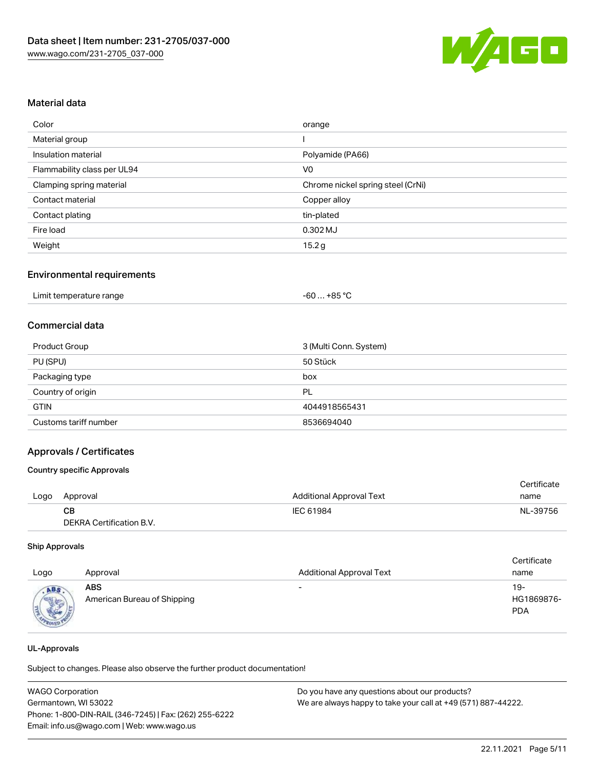## Material data

| | |
|---|---|
| Color | orange |
| Material group | I |
| Insulation material | Polyamide (PA66) |
| Flammability class per UL94 | V0 |
| Clamping spring material | Chrome nickel spring steel (CrNi) |
| Contact material | Copper alloy |
| Contact plating | tin-plated |
| Fire load | 0.302 MJ |
| Weight | 15.2 g |

## Environmental requirements

| | |
|---|---|
| Limit temperature range | -60 … +85 °C |

## Commercial data

| | |
|---|---|
| Product Group | 3 (Multi Conn. System) |
| PU (SPU) | 50 Stück |
| Packaging type | box |
| Country of origin | PL |
| GTIN | 4044918565431 |
| Customs tariff number | 8536694040 |

## Approvals / Certificates

### Country specific Approvals

| Logo | Approval | Additional Approval Text | Certificate name |
|---|---|---|---|
| | **CB**<br>DEKRA Certification B.V. | IEC 61984 | NL-39756 |

### Ship Approvals

| Logo | Approval | Additional Approval Text | Certificate name |
|---|---|---|---|
| | **ABS**<br>American Bureau of Shipping | - | 19-HG1869876-PDA |

### UL-Approvals

Subject to changes. Please also observe the further product documentation!

WAGO Corporation
Germantown, WI 53022
Phone: 1-800-DIN-RAIL (346-7245) | Fax: (262) 255-6222
Email: info.us@wago.com | Web: www.wago.us

Do you have any questions about our products?
We are always happy to take your call at +49 (571) 887-44222.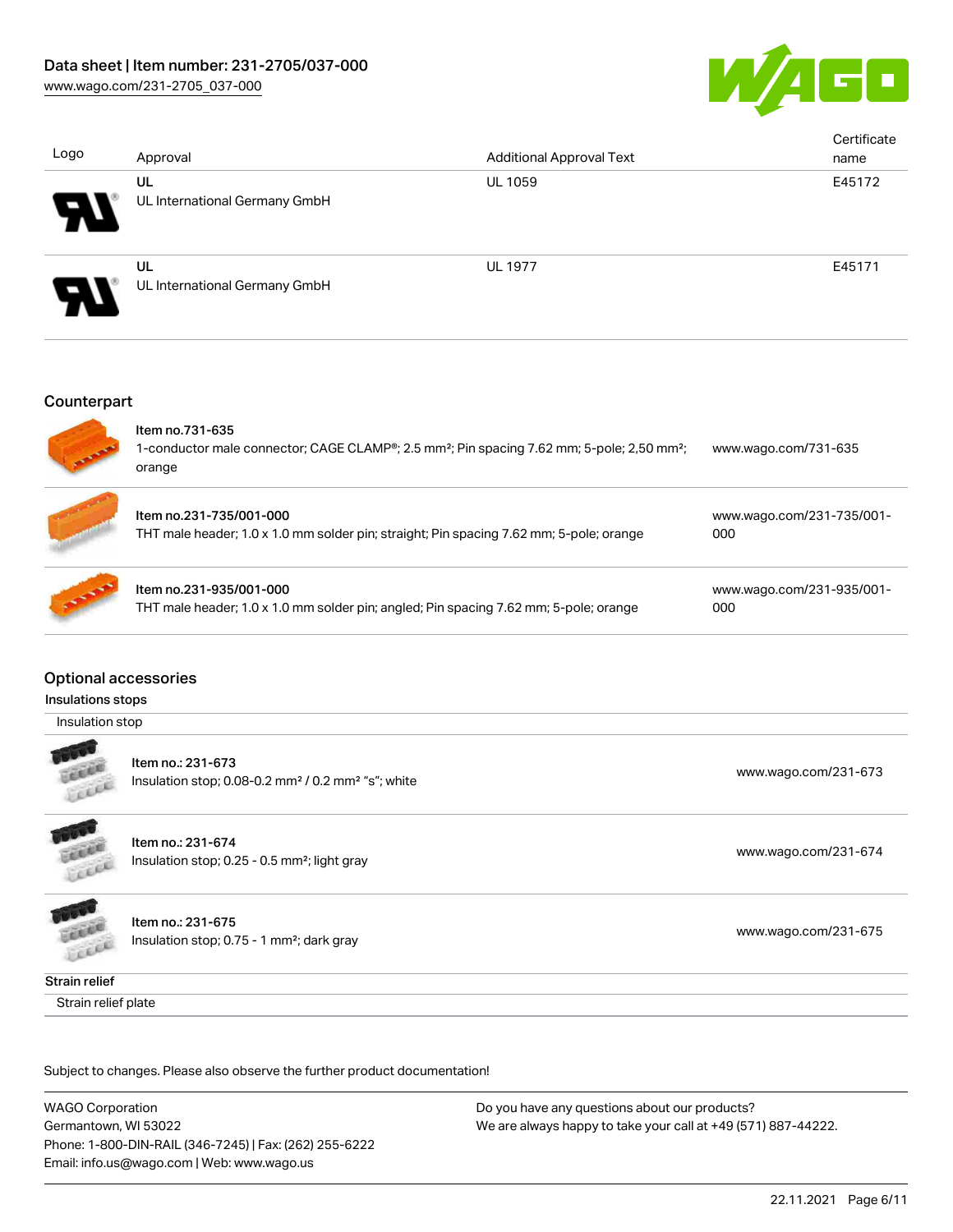| Logo | Approval | Additional Approval Text | Certificate name |
| --- | --- | --- | --- |
| | UL<br>UL International Germany GmbH | UL 1059 | E45172 |
| | UL<br>UL International Germany GmbH | UL 1977 | E45171 |

## Counterpart

| | | |
| --- | --- | --- |
| | Item no.731-635<br>1-conductor male connector; CAGE CLAMP®; 2.5 mm²; Pin spacing 7.62 mm; 5-pole; 2,50 mm²; orange | www.wago.com/731-635 |
| | Item no.231-735/001-000<br>THT male header; 1.0 x 1.0 mm solder pin; straight; Pin spacing 7.62 mm; 5-pole; orange | www.wago.com/231-735/001-000 |
| | Item no.231-935/001-000<br>THT male header; 1.0 x 1.0 mm solder pin; angled; Pin spacing 7.62 mm; 5-pole; orange | www.wago.com/231-935/001-000 |

## Optional accessories

### Insulations stops

Insulation stop

| | | |
| --- | --- | --- |
| | Item no.: 231-673<br>Insulation stop; 0.08-0.2 mm² / 0.2 mm² "s"; white | www.wago.com/231-673 |
| | Item no.: 231-674<br>Insulation stop; 0.25 - 0.5 mm²; light gray | www.wago.com/231-674 |
| | Item no.: 231-675<br>Insulation stop; 0.75 - 1 mm²; dark gray | www.wago.com/231-675 |

### Strain relief

Strain relief plate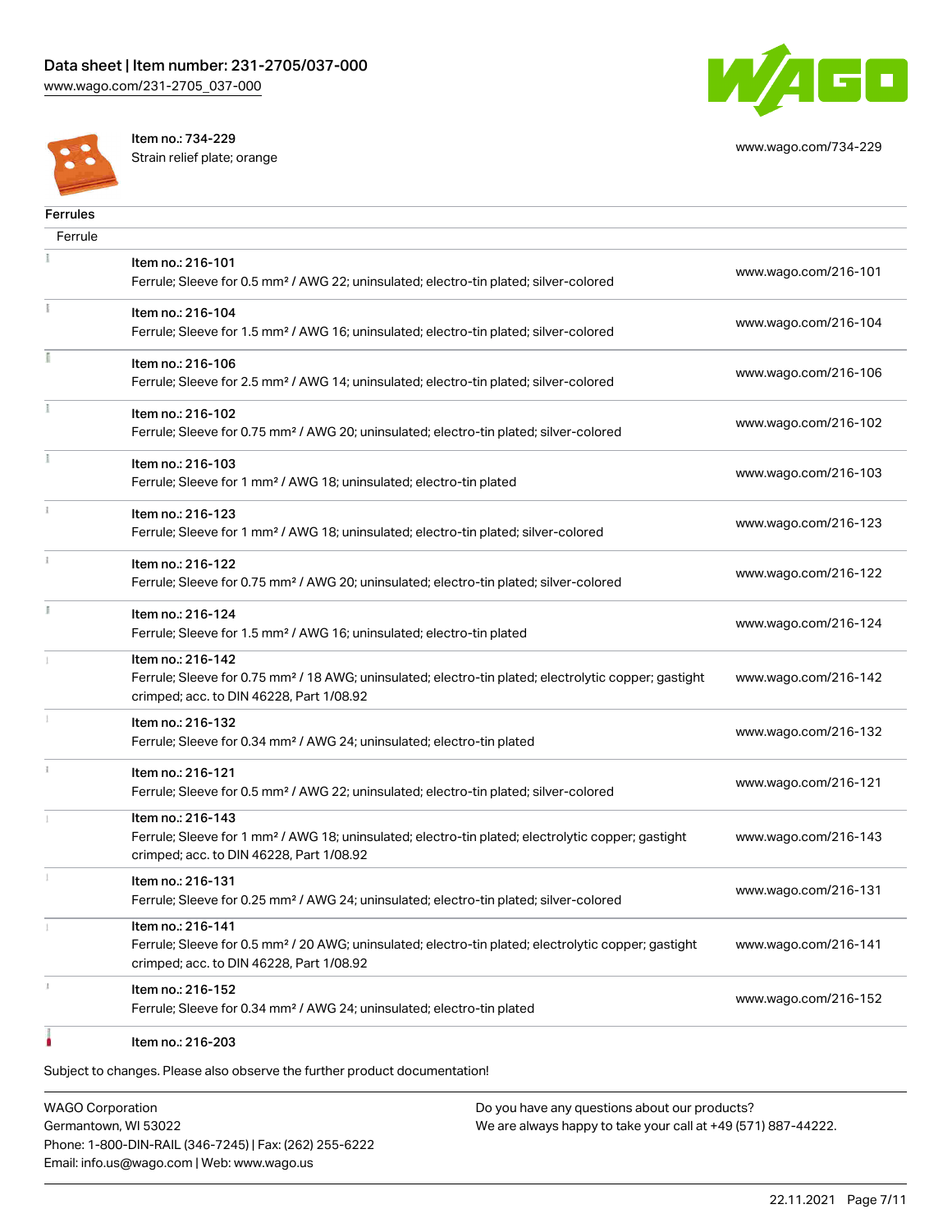Item no.: 734-229
Strain relief plate; orange
www.wago.com/734-229

## Ferrules

Ferrule

| Item | Link |
| --- | --- |
| Item no.: 216-101<br>Ferrule; Sleeve for 0.5 mm² / AWG 22; uninsulated; electro-tin plated; silver-colored | www.wago.com/216-101 |
| Item no.: 216-104<br>Ferrule; Sleeve for 1.5 mm² / AWG 16; uninsulated; electro-tin plated; silver-colored | www.wago.com/216-104 |
| Item no.: 216-106<br>Ferrule; Sleeve for 2.5 mm² / AWG 14; uninsulated; electro-tin plated; silver-colored | www.wago.com/216-106 |
| Item no.: 216-102<br>Ferrule; Sleeve for 0.75 mm² / AWG 20; uninsulated; electro-tin plated; silver-colored | www.wago.com/216-102 |
| Item no.: 216-103<br>Ferrule; Sleeve for 1 mm² / AWG 18; uninsulated; electro-tin plated | www.wago.com/216-103 |
| Item no.: 216-123<br>Ferrule; Sleeve for 1 mm² / AWG 18; uninsulated; electro-tin plated; silver-colored | www.wago.com/216-123 |
| Item no.: 216-122<br>Ferrule; Sleeve for 0.75 mm² / AWG 20; uninsulated; electro-tin plated; silver-colored | www.wago.com/216-122 |
| Item no.: 216-124<br>Ferrule; Sleeve for 1.5 mm² / AWG 16; uninsulated; electro-tin plated | www.wago.com/216-124 |
| Item no.: 216-142<br>Ferrule; Sleeve for 0.75 mm² / 18 AWG; uninsulated; electro-tin plated; electrolytic copper; gastight crimped; acc. to DIN 46228, Part 1/08.92 | www.wago.com/216-142 |
| Item no.: 216-132<br>Ferrule; Sleeve for 0.34 mm² / AWG 24; uninsulated; electro-tin plated | www.wago.com/216-132 |
| Item no.: 216-121<br>Ferrule; Sleeve for 0.5 mm² / AWG 22; uninsulated; electro-tin plated; silver-colored | www.wago.com/216-121 |
| Item no.: 216-143<br>Ferrule; Sleeve for 1 mm² / AWG 18; uninsulated; electro-tin plated; electrolytic copper; gastight crimped; acc. to DIN 46228, Part 1/08.92 | www.wago.com/216-143 |
| Item no.: 216-131<br>Ferrule; Sleeve for 0.25 mm² / AWG 24; uninsulated; electro-tin plated; silver-colored | www.wago.com/216-131 |
| Item no.: 216-141<br>Ferrule; Sleeve for 0.5 mm² / 20 AWG; uninsulated; electro-tin plated; electrolytic copper; gastight crimped; acc. to DIN 46228, Part 1/08.92 | www.wago.com/216-141 |
| Item no.: 216-152<br>Ferrule; Sleeve for 0.34 mm² / AWG 24; uninsulated; electro-tin plated | www.wago.com/216-152 |
| Item no.: 216-203 | |

Subject to changes. Please also observe the further product documentation!

WAGO Corporation
Germantown, WI 53022
Phone: 1-800-DIN-RAIL (346-7245) | Fax: (262) 255-6222
Email: info.us@wago.com | Web: www.wago.us

Do you have any questions about our products?
We are always happy to take your call at +49 (571) 887-44222.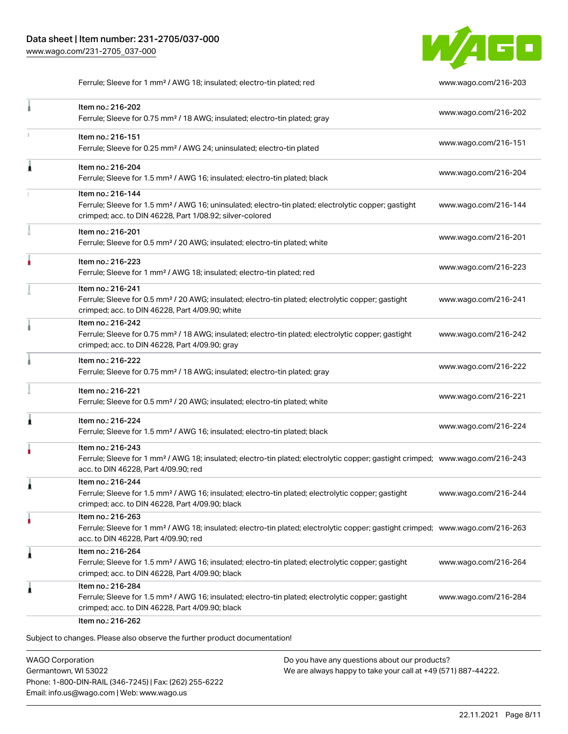| | | |
|---|---|---|
| | Ferrule; Sleeve for 1 mm² / AWG 18; insulated; electro-tin plated; red | www.wago.com/216-203 |
| | Item no.: 216-202<br>Ferrule; Sleeve for 0.75 mm² / 18 AWG; insulated; electro-tin plated; gray | www.wago.com/216-202 |
| | Item no.: 216-151<br>Ferrule; Sleeve for 0.25 mm² / AWG 24; uninsulated; electro-tin plated | www.wago.com/216-151 |
| | Item no.: 216-204<br>Ferrule; Sleeve for 1.5 mm² / AWG 16; insulated; electro-tin plated; black | www.wago.com/216-204 |
| | Item no.: 216-144<br>Ferrule; Sleeve for 1.5 mm² / AWG 16; uninsulated; electro-tin plated; electrolytic copper; gastight crimped; acc. to DIN 46228, Part 1/08.92; silver-colored | www.wago.com/216-144 |
| | Item no.: 216-201<br>Ferrule; Sleeve for 0.5 mm² / 20 AWG; insulated; electro-tin plated; white | www.wago.com/216-201 |
| | Item no.: 216-223<br>Ferrule; Sleeve for 1 mm² / AWG 18; insulated; electro-tin plated; red | www.wago.com/216-223 |
| | Item no.: 216-241<br>Ferrule; Sleeve for 0.5 mm² / 20 AWG; insulated; electro-tin plated; electrolytic copper; gastight crimped; acc. to DIN 46228, Part 4/09.90; white | www.wago.com/216-241 |
| | Item no.: 216-242<br>Ferrule; Sleeve for 0.75 mm² / 18 AWG; insulated; electro-tin plated; electrolytic copper; gastight crimped; acc. to DIN 46228, Part 4/09.90; gray | www.wago.com/216-242 |
| | Item no.: 216-222<br>Ferrule; Sleeve for 0.75 mm² / 18 AWG; insulated; electro-tin plated; gray | www.wago.com/216-222 |
| | Item no.: 216-221<br>Ferrule; Sleeve for 0.5 mm² / 20 AWG; insulated; electro-tin plated; white | www.wago.com/216-221 |
| | Item no.: 216-224<br>Ferrule; Sleeve for 1.5 mm² / AWG 16; insulated; electro-tin plated; black | www.wago.com/216-224 |
| | Item no.: 216-243<br>Ferrule; Sleeve for 1 mm² / AWG 18; insulated; electro-tin plated; electrolytic copper; gastight crimped; acc. to DIN 46228, Part 4/09.90; red | www.wago.com/216-243 |
| | Item no.: 216-244<br>Ferrule; Sleeve for 1.5 mm² / AWG 16; insulated; electro-tin plated; electrolytic copper; gastight crimped; acc. to DIN 46228, Part 4/09.90; black | www.wago.com/216-244 |
| | Item no.: 216-263<br>Ferrule; Sleeve for 1 mm² / AWG 18; insulated; electro-tin plated; electrolytic copper; gastight crimped; acc. to DIN 46228, Part 4/09.90; red | www.wago.com/216-263 |
| | Item no.: 216-264<br>Ferrule; Sleeve for 1.5 mm² / AWG 16; insulated; electro-tin plated; electrolytic copper; gastight crimped; acc. to DIN 46228, Part 4/09.90; black | www.wago.com/216-264 |
| | Item no.: 216-284<br>Ferrule; Sleeve for 1.5 mm² / AWG 16; insulated; electro-tin plated; electrolytic copper; gastight crimped; acc. to DIN 46228, Part 4/09.90; black | www.wago.com/216-284 |
| | Item no.: 216-262 | |

Subject to changes. Please also observe the further product documentation!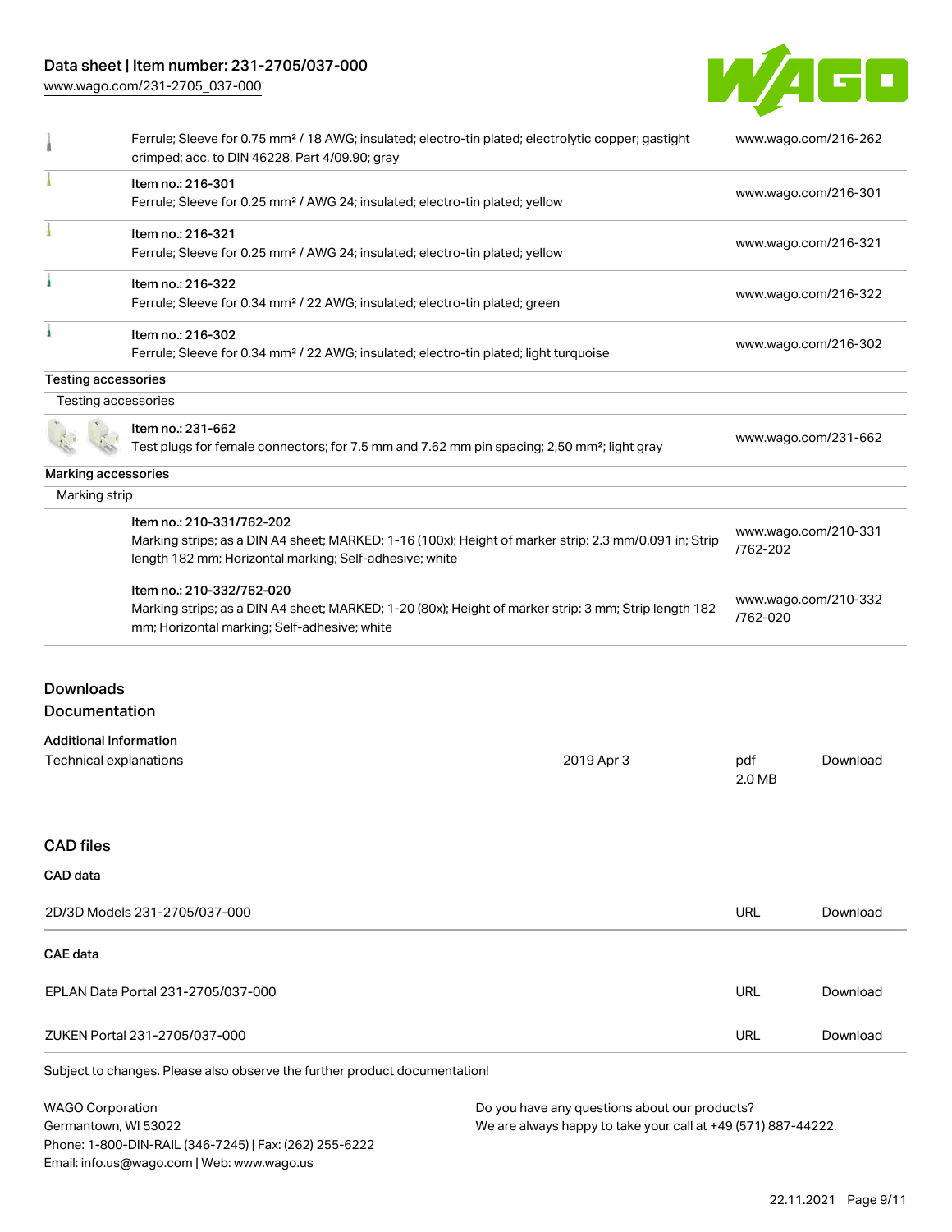| | |
|---|---|
| Ferrule; Sleeve for 0.75 mm² / 18 AWG; insulated; electro-tin plated; electrolytic copper; gastight crimped; acc. to DIN 46228, Part 4/09.90; gray | www.wago.com/216-262 |
| Item no.: 216-301<br>Ferrule; Sleeve for 0.25 mm² / AWG 24; insulated; electro-tin plated; yellow | www.wago.com/216-301 |
| Item no.: 216-321<br>Ferrule; Sleeve for 0.25 mm² / AWG 24; insulated; electro-tin plated; yellow | www.wago.com/216-321 |
| Item no.: 216-322<br>Ferrule; Sleeve for 0.34 mm² / 22 AWG; insulated; electro-tin plated; green | www.wago.com/216-322 |
| Item no.: 216-302<br>Ferrule; Sleeve for 0.34 mm² / 22 AWG; insulated; electro-tin plated; light turquoise | www.wago.com/216-302 |

**Testing accessories**

Testing accessories

| | |
|---|---|
| Item no.: 231-662<br>Test plugs for female connectors; for 7.5 mm and 7.62 mm pin spacing; 2,50 mm²; light gray | www.wago.com/231-662 |

**Marking accessories**

Marking strip

| | |
|---|---|
| Item no.: 210-331/762-202<br>Marking strips; as a DIN A4 sheet; MARKED; 1-16 (100x); Height of marker strip: 2.3 mm/0.091 in; Strip length 182 mm; Horizontal marking; Self-adhesive; white | www.wago.com/210-331/762-202 |
| Item no.: 210-332/762-020<br>Marking strips; as a DIN A4 sheet; MARKED; 1-20 (80x); Height of marker strip: 3 mm; Strip length 182 mm; Horizontal marking; Self-adhesive; white | www.wago.com/210-332/762-020 |

## Downloads

### Documentation

**Additional Information**

| | | | |
|---|---|---|---|
| Technical explanations | 2019 Apr 3 | pdf<br>2.0 MB | Download |

### CAD files

**CAD data**

| | | |
|---|---|---|
| 2D/3D Models 231-2705/037-000 | URL | Download |

**CAE data**

| | | |
|---|---|---|
| EPLAN Data Portal 231-2705/037-000 | URL | Download |
| ZUKEN Portal 231-2705/037-000 | URL | Download |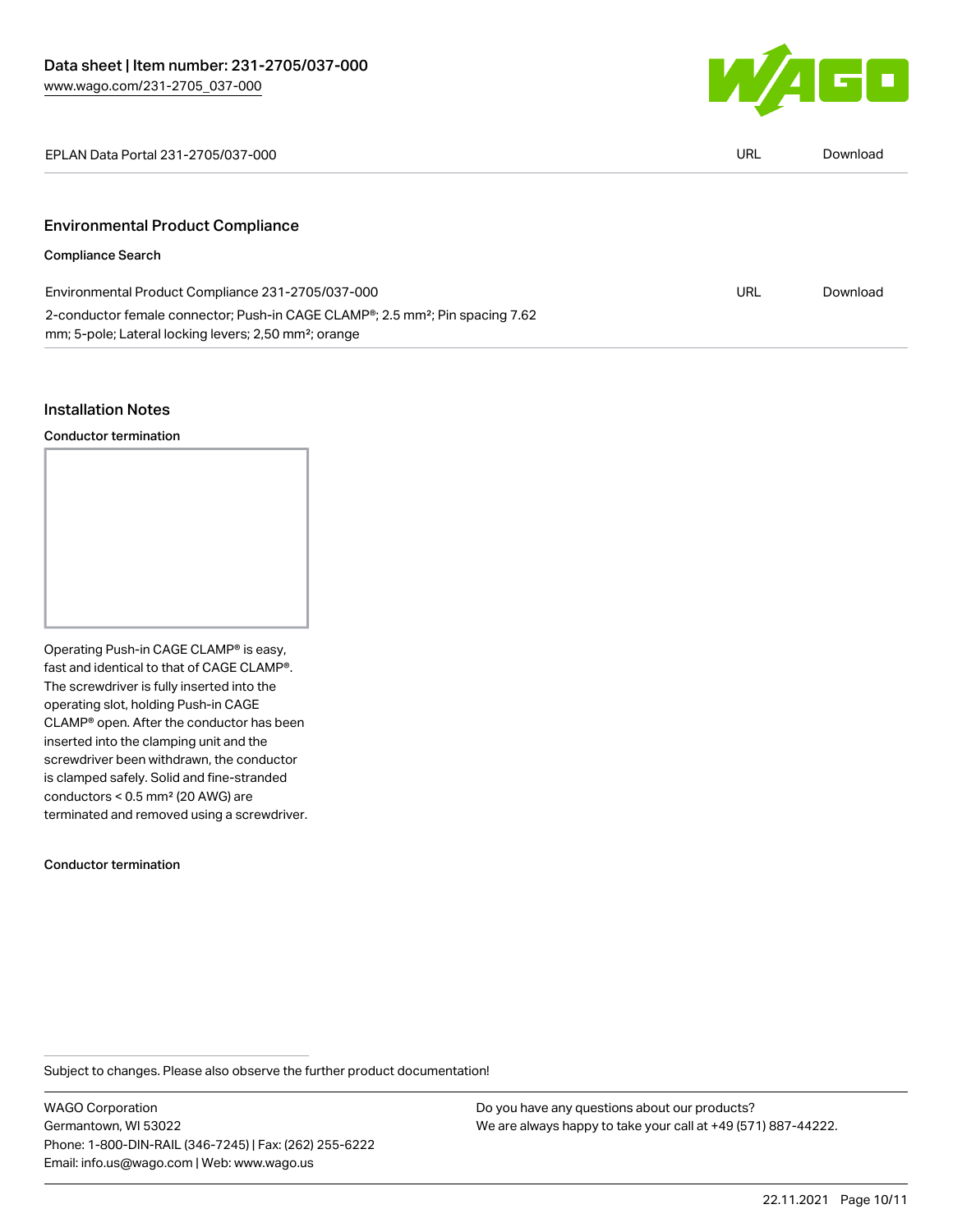| EPLAN Data Portal 231-2705/037-000 | URL | Download |
| --- | --- | --- |

## Environmental Product Compliance

### Compliance Search

| Environmental Product Compliance 231-2705/037-000 | URL | Download |
| --- | --- | --- |
| 2-conductor female connector; Push-in CAGE CLAMP®; 2.5 mm²; Pin spacing 7.62 mm; 5-pole; Lateral locking levers; 2,50 mm²; orange | | |

## Installation Notes

### Conductor termination

Operating Push-in CAGE CLAMP® is easy, fast and identical to that of CAGE CLAMP®. The screwdriver is fully inserted into the operating slot, holding Push-in CAGE CLAMP® open. After the conductor has been inserted into the clamping unit and the screwdriver been withdrawn, the conductor is clamped safely. Solid and fine-stranded conductors < 0.5 mm² (20 AWG) are terminated and removed using a screwdriver.

### Conductor termination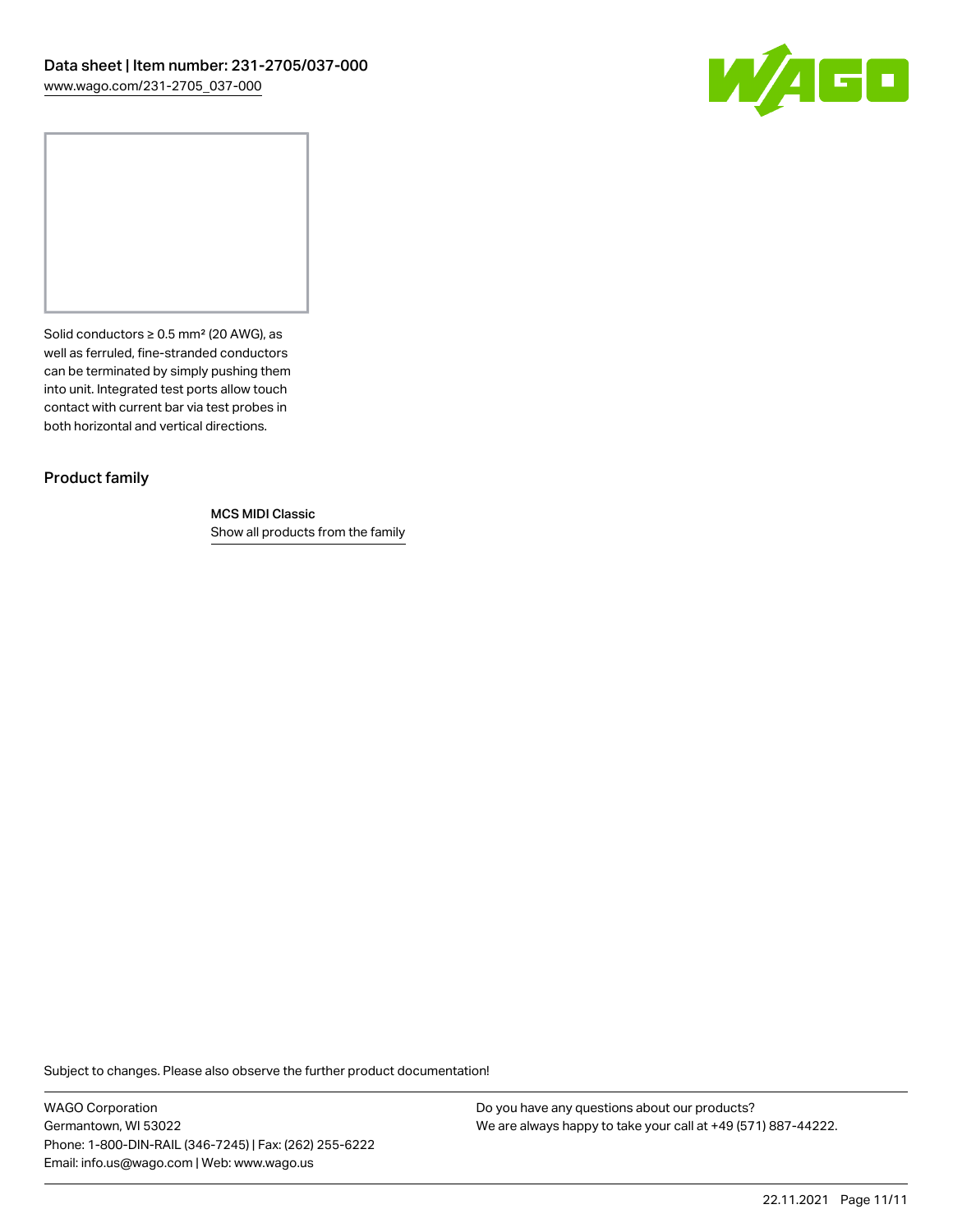Solid conductors ≥ 0.5 mm² (20 AWG), as well as ferruled, fine-stranded conductors can be terminated by simply pushing them into unit. Integrated test ports allow touch contact with current bar via test probes in both horizontal and vertical directions.

## Product family

MCS MIDI Classic
Show all products from the family

Subject to changes. Please also observe the further product documentation!

WAGO Corporation
Germantown, WI 53022
Phone: 1-800-DIN-RAIL (346-7245) | Fax: (262) 255-6222
Email: info.us@wago.com | Web: www.wago.us

Do you have any questions about our products?
We are always happy to take your call at +49 (571) 887-44222.